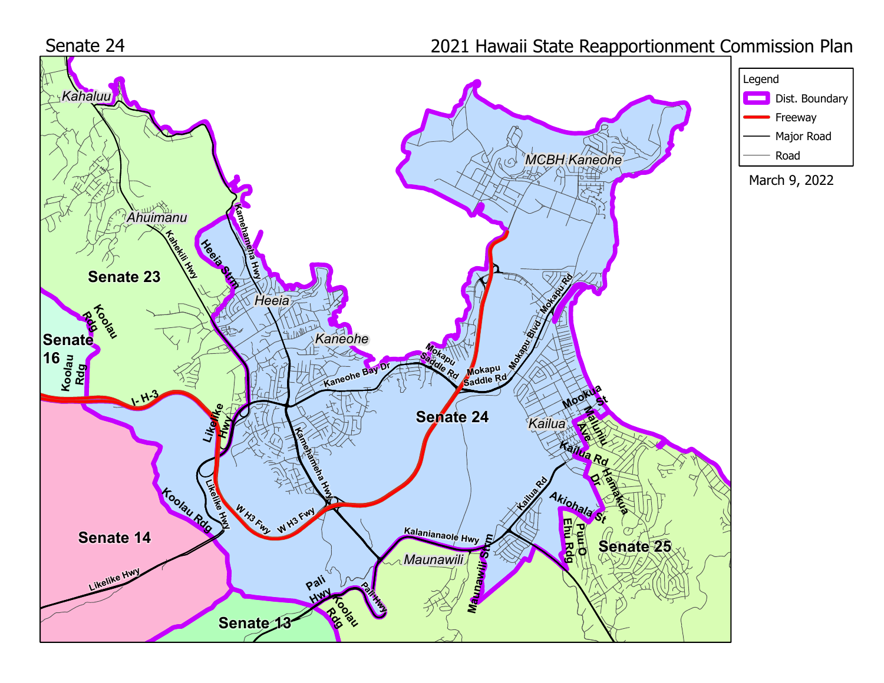Senate 24

2021 Hawaii State Reapportionment Commission Plan

Legend

- Dist. Boundary
- Freeway
- Major Road
- Road

March 9, 2022

Kahaluu

Ahuimanu

Senate 23

Koolau Rdg

Senate 16

Koolau Rdg

Kahekili Hwy

Kamehameha Hwy

Heeia Strm

Heeia

Kaneohe

MCBH Kaneohe

Mokapu Saddle Rd

Mokapu Saddle Rd

Mokapu Blvd

Mokapu Rd

Kaneohe Bay Dr

I- H-3

Likelike Hwy

Kamehameha Hwy

Senate 24

Kailua

Mookua St

Maluniu Ave

Kailua Rd

Hamakua Dr

Likelike Hwy

W H3 Fwy

W H3 Fwy

Koolau Rdg

Kailua Rd

Akiohala St

Puu O Ehu Rdg

Senate 14

Kalanianaole Hwy

Maunawili

Maunawili Strm

Senate 25

Likelike Hwy

Pali Hwy

Pali Hwy

Koolau Rdg

Senate 13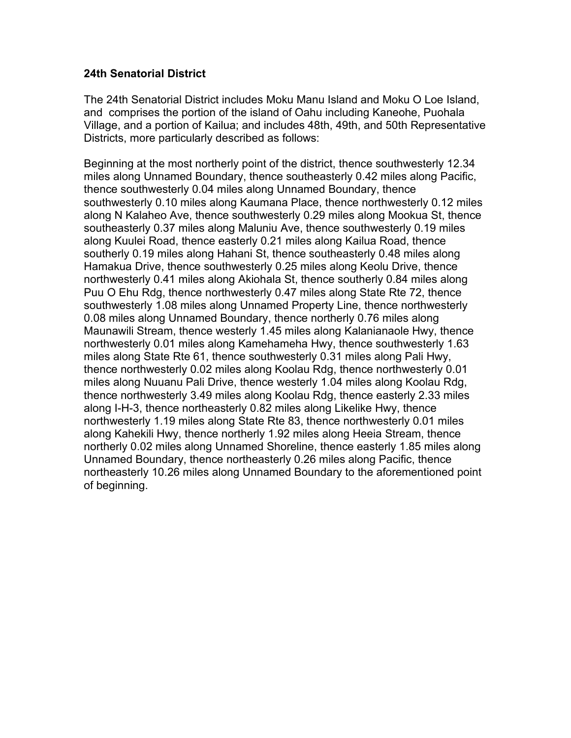**24th Senatorial District**

The 24th Senatorial District includes Moku Manu Island and Moku O Loe Island, and comprises the portion of the island of Oahu including Kaneohe, Puohala Village, and a portion of Kailua; and includes 48th, 49th, and 50th Representative Districts, more particularly described as follows:

Beginning at the most northerly point of the district, thence southwesterly 12.34 miles along Unnamed Boundary, thence southeasterly 0.42 miles along Pacific, thence southwesterly 0.04 miles along Unnamed Boundary, thence southwesterly 0.10 miles along Kaumana Place, thence northwesterly 0.12 miles along N Kalaheo Ave, thence southwesterly 0.29 miles along Mookua St, thence southeasterly 0.37 miles along Maluniu Ave, thence southwesterly 0.19 miles along Kuulei Road, thence easterly 0.21 miles along Kailua Road, thence southerly 0.19 miles along Hahani St, thence southeasterly 0.48 miles along Hamakua Drive, thence southwesterly 0.25 miles along Keolu Drive, thence northwesterly 0.41 miles along Akiohala St, thence southerly 0.84 miles along Puu O Ehu Rdg, thence northwesterly 0.47 miles along State Rte 72, thence southwesterly 1.08 miles along Unnamed Property Line, thence northwesterly 0.08 miles along Unnamed Boundary, thence northerly 0.76 miles along Maunawili Stream, thence westerly 1.45 miles along Kalanianaole Hwy, thence northwesterly 0.01 miles along Kamehameha Hwy, thence southwesterly 1.63 miles along State Rte 61, thence southwesterly 0.31 miles along Pali Hwy, thence northwesterly 0.02 miles along Koolau Rdg, thence northwesterly 0.01 miles along Nuuanu Pali Drive, thence westerly 1.04 miles along Koolau Rdg, thence northwesterly 3.49 miles along Koolau Rdg, thence easterly 2.33 miles along I-H-3, thence northeasterly 0.82 miles along Likelike Hwy, thence northwesterly 1.19 miles along State Rte 83, thence northwesterly 0.01 miles along Kahekili Hwy, thence northerly 1.92 miles along Heeia Stream, thence northerly 0.02 miles along Unnamed Shoreline, thence easterly 1.85 miles along Unnamed Boundary, thence northeasterly 0.26 miles along Pacific, thence northeasterly 10.26 miles along Unnamed Boundary to the aforementioned point of beginning.